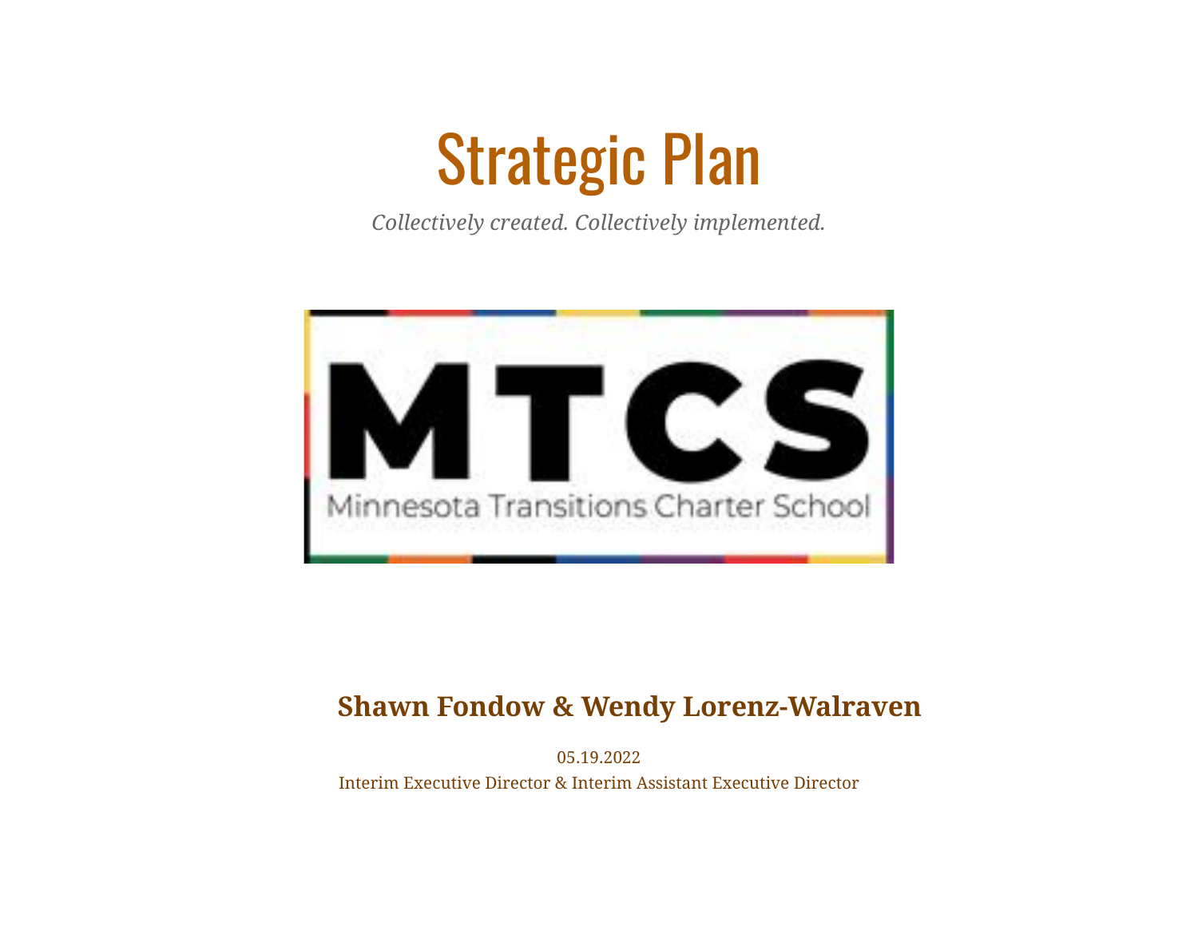# Strategic Plan

*Collectively created. Collectively implemented.*

MTCS

Minnesota Transitions Charter School

**Shawn Fondow & Wendy Lorenz-Walraven**

05.19.2022

Interim Executive Director & Interim Assistant Executive Director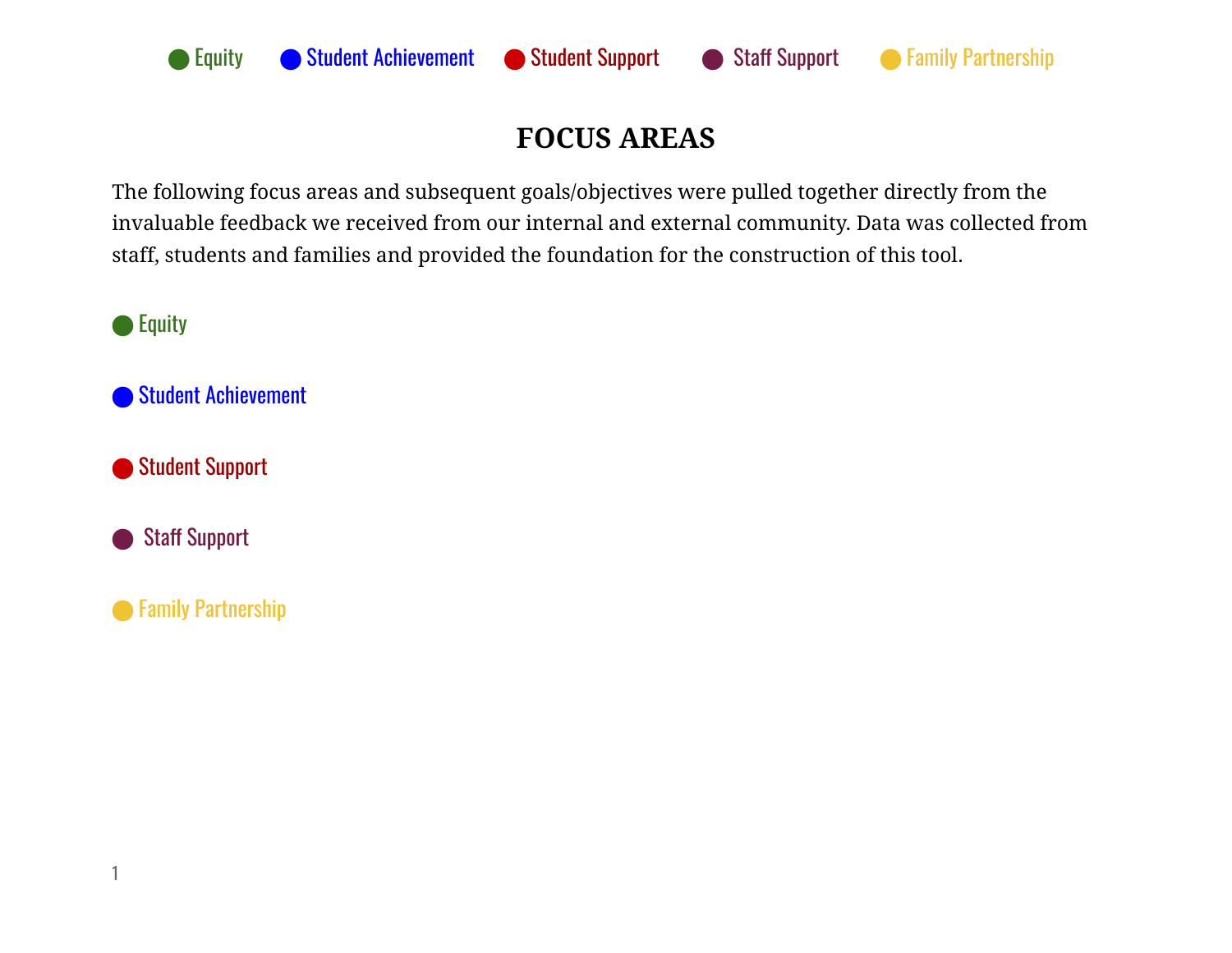● Equity ● Student Achievement ● Student Support ● Staff Support ● Family Partnership

# FOCUS AREAS

The following focus areas and subsequent goals/objectives were pulled together directly from the invaluable feedback we received from our internal and external community. Data was collected from staff, students and families and provided the foundation for the construction of this tool.

● Equity

● Student Achievement

● Student Support

● Staff Support

● Family Partnership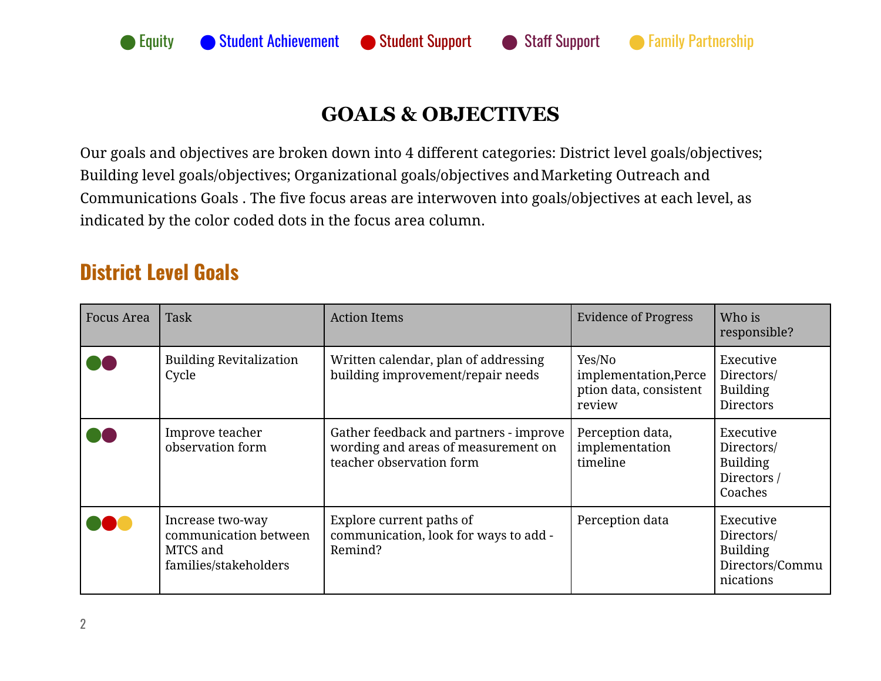● Equity ● Student Achievement ● Student Support ● Staff Support ● Family Partnership

# GOALS & OBJECTIVES

Our goals and objectives are broken down into 4 different categories: District level goals/objectives; Building level goals/objectives; Organizational goals/objectives and Marketing Outreach and Communications Goals . The five focus areas are interwoven into goals/objectives at each level, as indicated by the color coded dots in the focus area column.

## District Level Goals

| Focus Area | Task | Action Items | Evidence of Progress | Who is responsible? |
|---|---|---|---|---|
| ●● (Equity, Staff Support) | Building Revitalization Cycle | Written calendar, plan of addressing building improvement/repair needs | Yes/No implementation,Perception data, consistent review | Executive Directors/ Building Directors |
| ●● (Equity, Staff Support) | Improve teacher observation form | Gather feedback and partners - improve wording and areas of measurement on teacher observation form | Perception data, implementation timeline | Executive Directors/ Building Directors / Coaches |
| ●●● (Equity, Student Support, Family Partnership) | Increase two-way communication between MTCS and families/stakeholders | Explore current paths of communication, look for ways to add - Remind? | Perception data | Executive Directors/ Building Directors/Communications |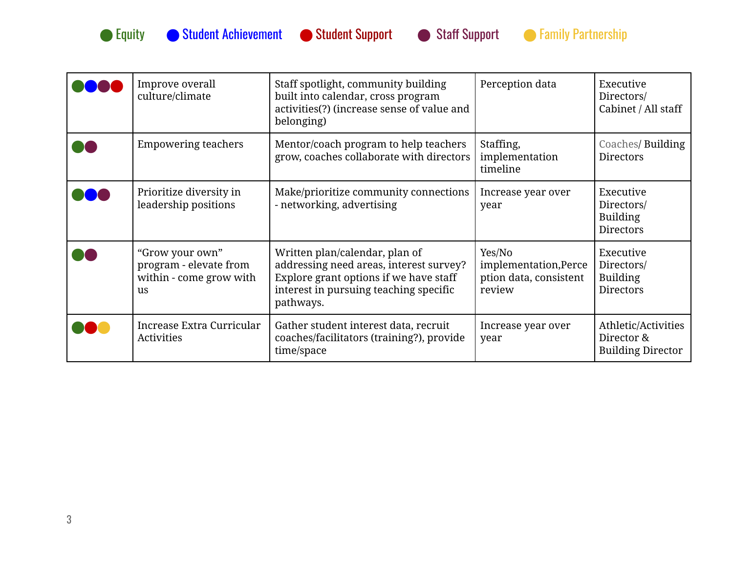Equity · Student Achievement · Student Support · Staff Support · Family Partnership

| | | | | |
|---|---|---|---|---|
| Equity, Student Achievement, Staff Support, Student Support | Improve overall culture/climate | Staff spotlight, community building built into calendar, cross program activities(?) (increase sense of value and belonging) | Perception data | Executive Directors/ Cabinet / All staff |
| Equity, Staff Support | Empowering teachers | Mentor/coach program to help teachers grow, coaches collaborate with directors | Staffing, implementation timeline | Coaches/ Building Directors |
| Equity, Student Achievement, Staff Support | Prioritize diversity in leadership positions | Make/prioritize community connections - networking, advertising | Increase year over year | Executive Directors/ Building Directors |
| Equity, Staff Support | "Grow your own" program - elevate from within - come grow with us | Written plan/calendar, plan of addressing need areas, interest survey? Explore grant options if we have staff interest in pursuing teaching specific pathways. | Yes/No implementation,Perception data, consistent review | Executive Directors/ Building Directors |
| Equity, Student Support, Family Partnership | Increase Extra Curricular Activities | Gather student interest data, recruit coaches/facilitators (training?), provide time/space | Increase year over year | Athletic/Activities Director & Building Director |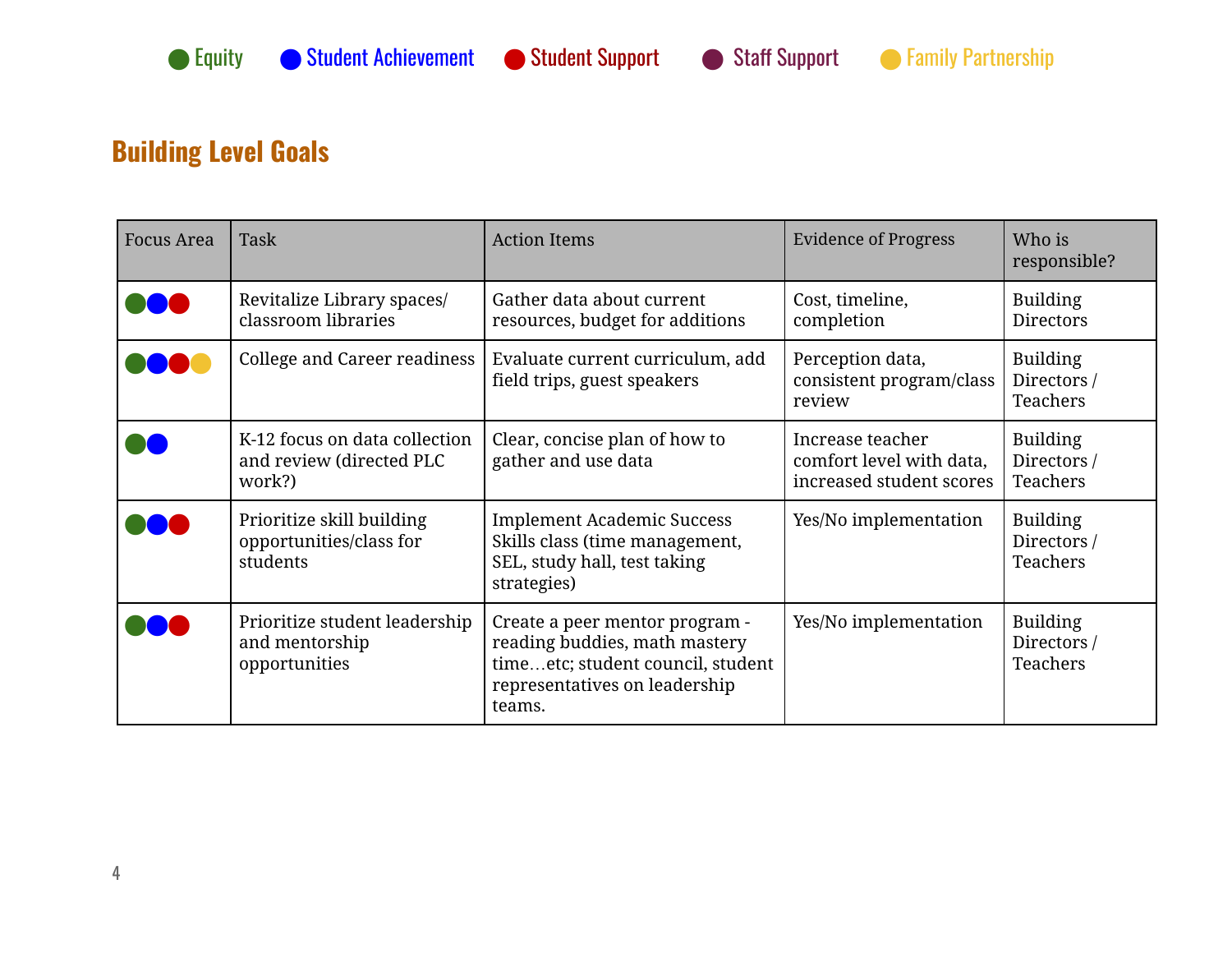● Equity ● Student Achievement ● Student Support ● Staff Support ● Family Partnership

## Building Level Goals

| Focus Area | Task | Action Items | Evidence of Progress | Who is responsible? |
|---|---|---|---|---|
| ●●● | Revitalize Library spaces/ classroom libraries | Gather data about current resources, budget for additions | Cost, timeline, completion | Building Directors |
| ●●●● | College and Career readiness | Evaluate current curriculum, add field trips, guest speakers | Perception data, consistent program/class review | Building Directors / Teachers |
| ●● | K-12 focus on data collection and review (directed PLC work?) | Clear, concise plan of how to gather and use data | Increase teacher comfort level with data, increased student scores | Building Directors / Teachers |
| ●●● | Prioritize skill building opportunities/class for students | Implement Academic Success Skills class (time management, SEL, study hall, test taking strategies) | Yes/No implementation | Building Directors / Teachers |
| ●●● | Prioritize student leadership and mentorship opportunities | Create a peer mentor program - reading buddies, math mastery time…etc; student council, student representatives on leadership teams. | Yes/No implementation | Building Directors / Teachers |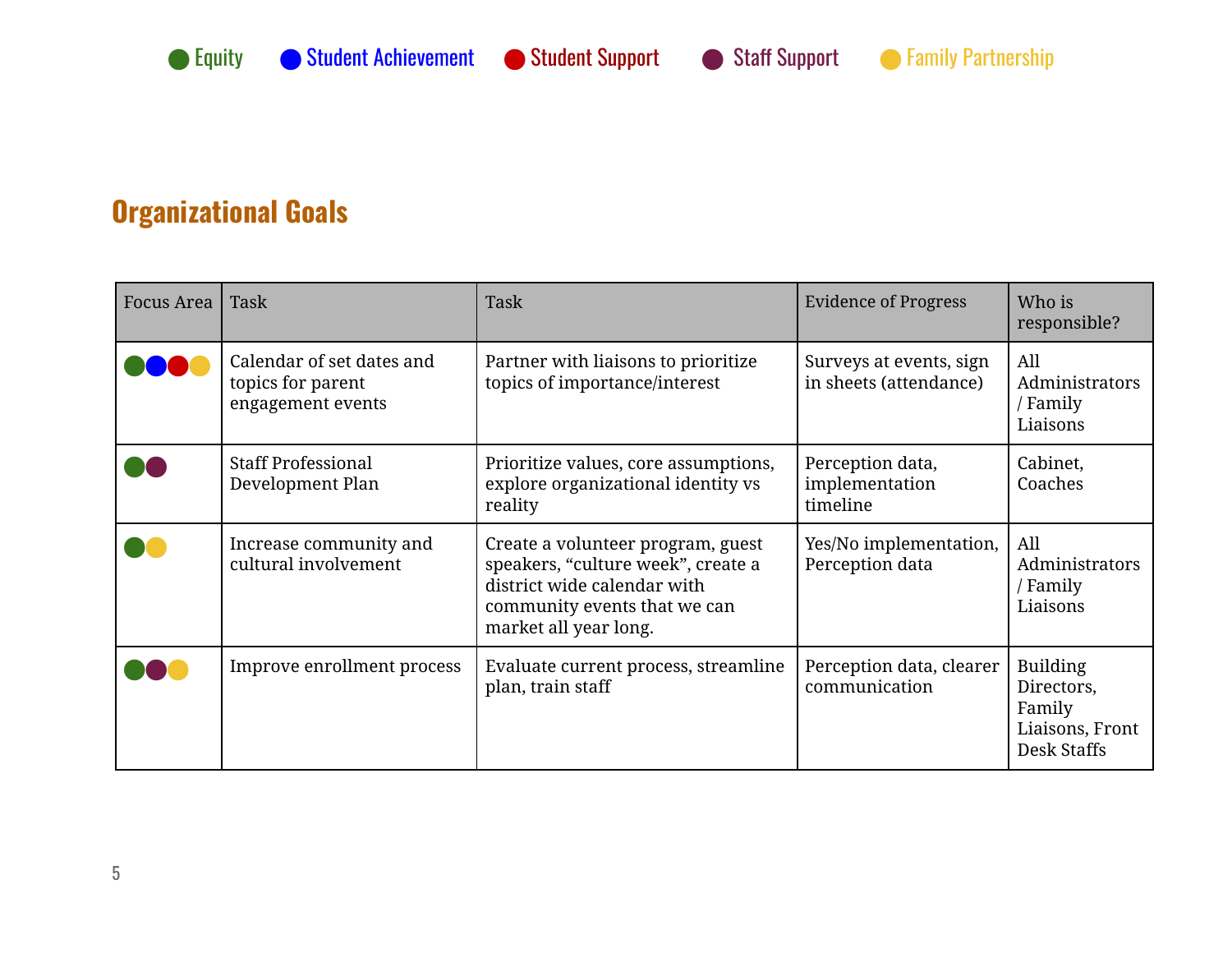● Equity ● Student Achievement ● Student Support ● Staff Support ● Family Partnership

## Organizational Goals

| Focus Area | Task | Task | Evidence of Progress | Who is responsible? |
|---|---|---|---|---|
| ●●●● | Calendar of set dates and topics for parent engagement events | Partner with liaisons to prioritize topics of importance/interest | Surveys at events, sign in sheets (attendance) | All Administrators / Family Liaisons |
| ●● | Staff Professional Development Plan | Prioritize values, core assumptions, explore organizational identity vs reality | Perception data, implementation timeline | Cabinet, Coaches |
| ●● | Increase community and cultural involvement | Create a volunteer program, guest speakers, "culture week", create a district wide calendar with community events that we can market all year long. | Yes/No implementation, Perception data | All Administrators / Family Liaisons |
| ●●● | Improve enrollment process | Evaluate current process, streamline plan, train staff | Perception data, clearer communication | Building Directors, Family Liaisons, Front Desk Staffs |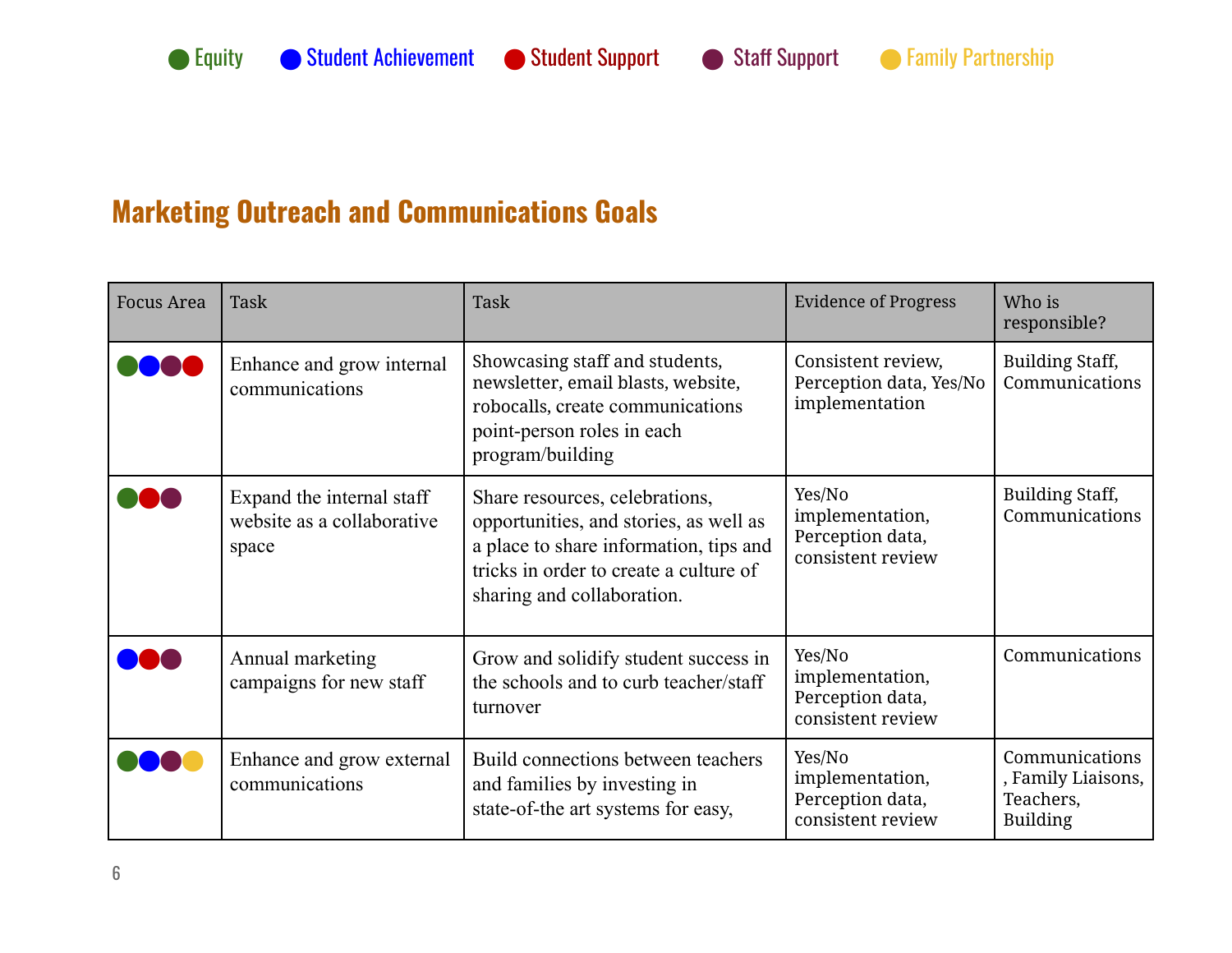● Equity ● Student Achievement ● Student Support ● Staff Support ● Family Partnership

## Marketing Outreach and Communications Goals

| Focus Area | Task | Task | Evidence of Progress | Who is responsible? |
|---|---|---|---|---|
| ●●●● (Equity, Student Achievement, Staff Support, Student Support) | Enhance and grow internal communications | Showcasing staff and students, newsletter, email blasts, website, robocalls, create communications point-person roles in each program/building | Consistent review, Perception data, Yes/No implementation | Building Staff, Communications |
| ●●● (Equity, Student Support, Staff Support) | Expand the internal staff website as a collaborative space | Share resources, celebrations, opportunities, and stories, as well as a place to share information, tips and tricks in order to create a culture of sharing and collaboration. | Yes/No implementation, Perception data, consistent review | Building Staff, Communications |
| ●●● (Student Achievement, Student Support, Staff Support) | Annual marketing campaigns for new staff | Grow and solidify student success in the schools and to curb teacher/staff turnover | Yes/No implementation, Perception data, consistent review | Communications |
| ●●●● (Equity, Student Achievement, Staff Support, Family Partnership) | Enhance and grow external communications | Build connections between teachers and families by investing in state-of-the art systems for easy, | Yes/No implementation, Perception data, consistent review | Communications, Family Liaisons, Teachers, Building |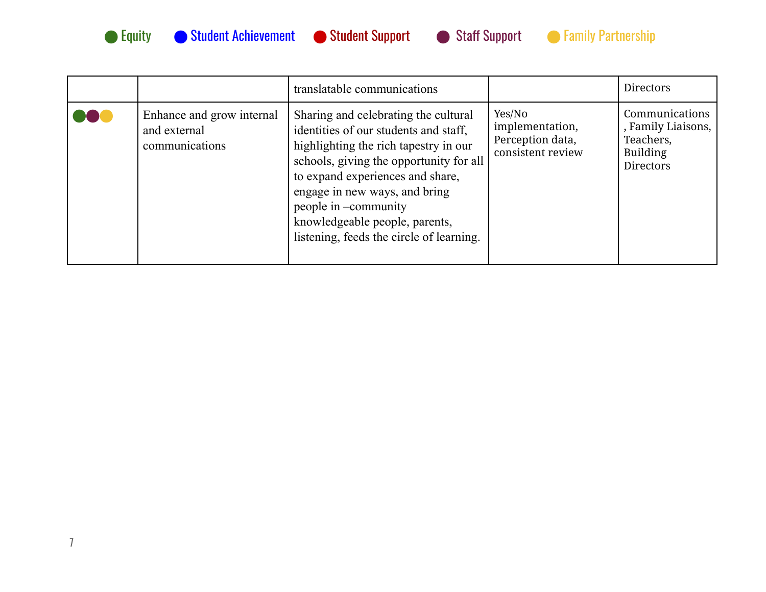Equity   Student Achievement   Student Support   Staff Support   Family Partnership

| | | | | |
|---|---|---|---|---|
| | | translatable communications | | Directors |
| Equity, Staff Support, Family Partnership | Enhance and grow internal and external communications | Sharing and celebrating the cultural identities of our students and staff, highlighting the rich tapestry in our schools, giving the opportunity for all to expand experiences and share, engage in new ways, and bring people in –community knowledgeable people, parents, listening, feeds the circle of learning. | Yes/No implementation, Perception data, consistent review | Communications, Family Liaisons, Teachers, Building Directors |